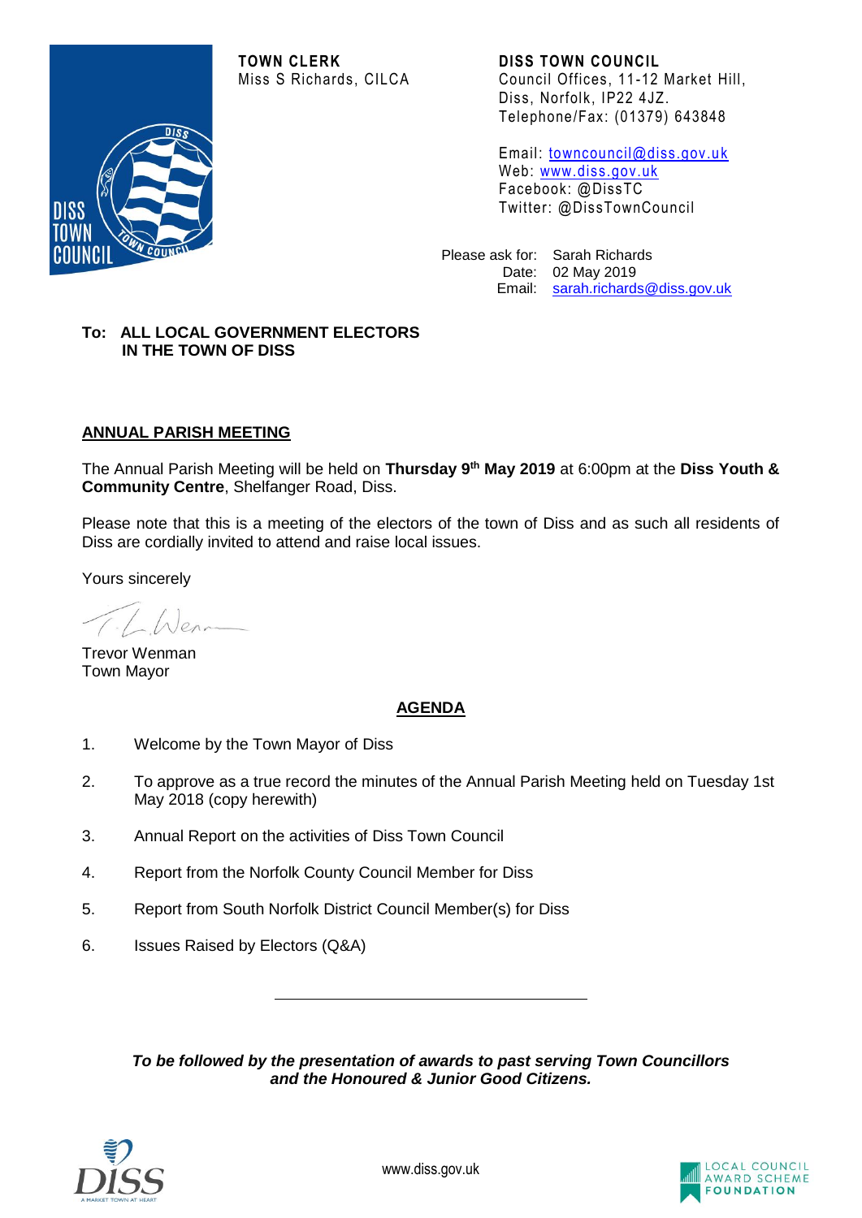**TOWN CLERK**
Miss S Richards, CILCA

**DISS TOWN COUNCIL**
Council Offices, 11-12 Market Hill,
Diss, Norfolk, IP22 4JZ.
Telephone/Fax: (01379) 643848

Email: towncouncil@diss.gov.uk
Web: www.diss.gov.uk
Facebook: @DissTC
Twitter: @DissTownCouncil

Please ask for: Sarah Richards
Date: 02 May 2019
Email: sarah.richards@diss.gov.uk

**To: ALL LOCAL GOVERNMENT ELECTORS
IN THE TOWN OF DISS**

## ANNUAL PARISH MEETING

The Annual Parish Meeting will be held on **Thursday 9th May 2019** at 6:00pm at the **Diss Youth & Community Centre**, Shelfanger Road, Diss.

Please note that this is a meeting of the electors of the town of Diss and as such all residents of Diss are cordially invited to attend and raise local issues.

Yours sincerely

Trevor Wenman
Town Mayor

## AGENDA

1. Welcome by the Town Mayor of Diss
2. To approve as a true record the minutes of the Annual Parish Meeting held on Tuesday 1st May 2018 (copy herewith)
3. Annual Report on the activities of Diss Town Council
4. Report from the Norfolk County Council Member for Diss
5. Report from South Norfolk District Council Member(s) for Diss
6. Issues Raised by Electors (Q&A)

---

***To be followed by the presentation of awards to past serving Town Councillors and the Honoured & Junior Good Citizens.***

www.diss.gov.uk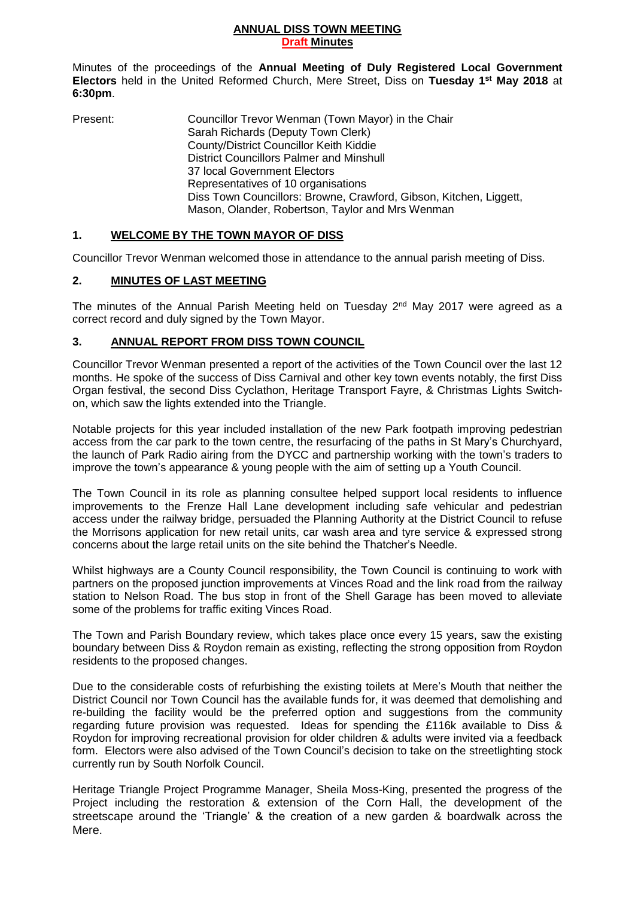# ANNUAL DISS TOWN MEETING

## Draft Minutes

Minutes of the proceedings of the **Annual Meeting of Duly Registered Local Government Electors** held in the United Reformed Church, Mere Street, Diss on **Tuesday 1st May 2018** at **6:30pm**.

Present: Councillor Trevor Wenman (Town Mayor) in the Chair
Sarah Richards (Deputy Town Clerk)
County/District Councillor Keith Kiddie
District Councillors Palmer and Minshull
37 local Government Electors
Representatives of 10 organisations
Diss Town Councillors: Browne, Crawford, Gibson, Kitchen, Liggett, Mason, Olander, Robertson, Taylor and Mrs Wenman

## 1. WELCOME BY THE TOWN MAYOR OF DISS

Councillor Trevor Wenman welcomed those in attendance to the annual parish meeting of Diss.

## 2. MINUTES OF LAST MEETING

The minutes of the Annual Parish Meeting held on Tuesday 2nd May 2017 were agreed as a correct record and duly signed by the Town Mayor.

## 3. ANNUAL REPORT FROM DISS TOWN COUNCIL

Councillor Trevor Wenman presented a report of the activities of the Town Council over the last 12 months. He spoke of the success of Diss Carnival and other key town events notably, the first Diss Organ festival, the second Diss Cyclathon, Heritage Transport Fayre, & Christmas Lights Switch-on, which saw the lights extended into the Triangle.

Notable projects for this year included installation of the new Park footpath improving pedestrian access from the car park to the town centre, the resurfacing of the paths in St Mary's Churchyard, the launch of Park Radio airing from the DYCC and partnership working with the town's traders to improve the town's appearance & young people with the aim of setting up a Youth Council.

The Town Council in its role as planning consultee helped support local residents to influence improvements to the Frenze Hall Lane development including safe vehicular and pedestrian access under the railway bridge, persuaded the Planning Authority at the District Council to refuse the Morrisons application for new retail units, car wash area and tyre service & expressed strong concerns about the large retail units on the site behind the Thatcher's Needle.

Whilst highways are a County Council responsibility, the Town Council is continuing to work with partners on the proposed junction improvements at Vinces Road and the link road from the railway station to Nelson Road. The bus stop in front of the Shell Garage has been moved to alleviate some of the problems for traffic exiting Vinces Road.

The Town and Parish Boundary review, which takes place once every 15 years, saw the existing boundary between Diss & Roydon remain as existing, reflecting the strong opposition from Roydon residents to the proposed changes.

Due to the considerable costs of refurbishing the existing toilets at Mere's Mouth that neither the District Council nor Town Council has the available funds for, it was deemed that demolishing and re-building the facility would be the preferred option and suggestions from the community regarding future provision was requested. Ideas for spending the £116k available to Diss & Roydon for improving recreational provision for older children & adults were invited via a feedback form. Electors were also advised of the Town Council's decision to take on the streetlighting stock currently run by South Norfolk Council.

Heritage Triangle Project Programme Manager, Sheila Moss-King, presented the progress of the Project including the restoration & extension of the Corn Hall, the development of the streetscape around the 'Triangle' & the creation of a new garden & boardwalk across the Mere.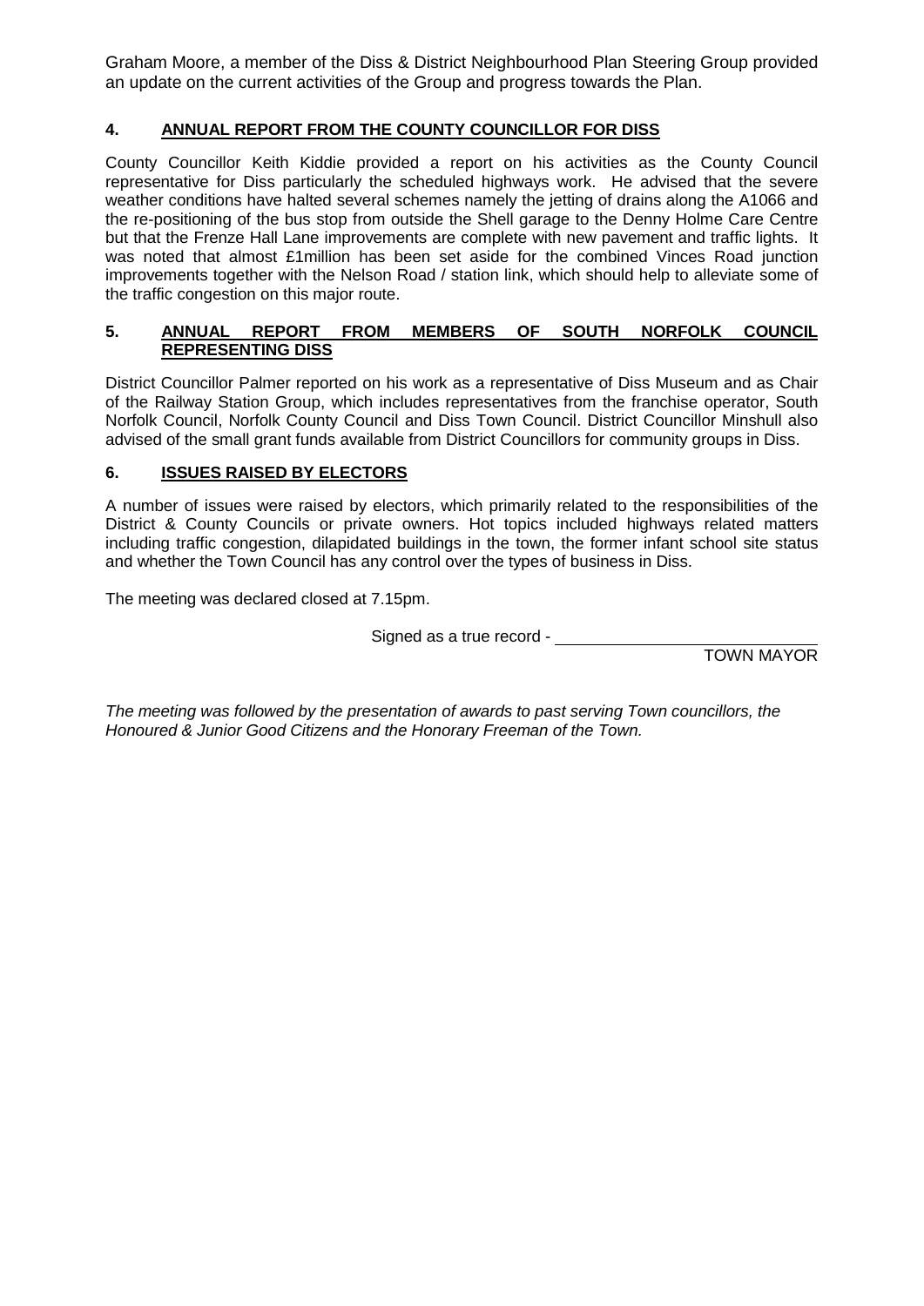Graham Moore, a member of the Diss & District Neighbourhood Plan Steering Group provided an update on the current activities of the Group and progress towards the Plan.

## 4. ANNUAL REPORT FROM THE COUNTY COUNCILLOR FOR DISS

County Councillor Keith Kiddie provided a report on his activities as the County Council representative for Diss particularly the scheduled highways work. He advised that the severe weather conditions have halted several schemes namely the jetting of drains along the A1066 and the re-positioning of the bus stop from outside the Shell garage to the Denny Holme Care Centre but that the Frenze Hall Lane improvements are complete with new pavement and traffic lights. It was noted that almost £1million has been set aside for the combined Vinces Road junction improvements together with the Nelson Road / station link, which should help to alleviate some of the traffic congestion on this major route.

## 5. ANNUAL REPORT FROM MEMBERS OF SOUTH NORFOLK COUNCIL REPRESENTING DISS

District Councillor Palmer reported on his work as a representative of Diss Museum and as Chair of the Railway Station Group, which includes representatives from the franchise operator, South Norfolk Council, Norfolk County Council and Diss Town Council. District Councillor Minshull also advised of the small grant funds available from District Councillors for community groups in Diss.

## 6. ISSUES RAISED BY ELECTORS

A number of issues were raised by electors, which primarily related to the responsibilities of the District & County Councils or private owners. Hot topics included highways related matters including traffic congestion, dilapidated buildings in the town, the former infant school site status and whether the Town Council has any control over the types of business in Diss.

The meeting was declared closed at 7.15pm.

Signed as a true record - ______________________________

TOWN MAYOR

*The meeting was followed by the presentation of awards to past serving Town councillors, the Honoured & Junior Good Citizens and the Honorary Freeman of the Town.*